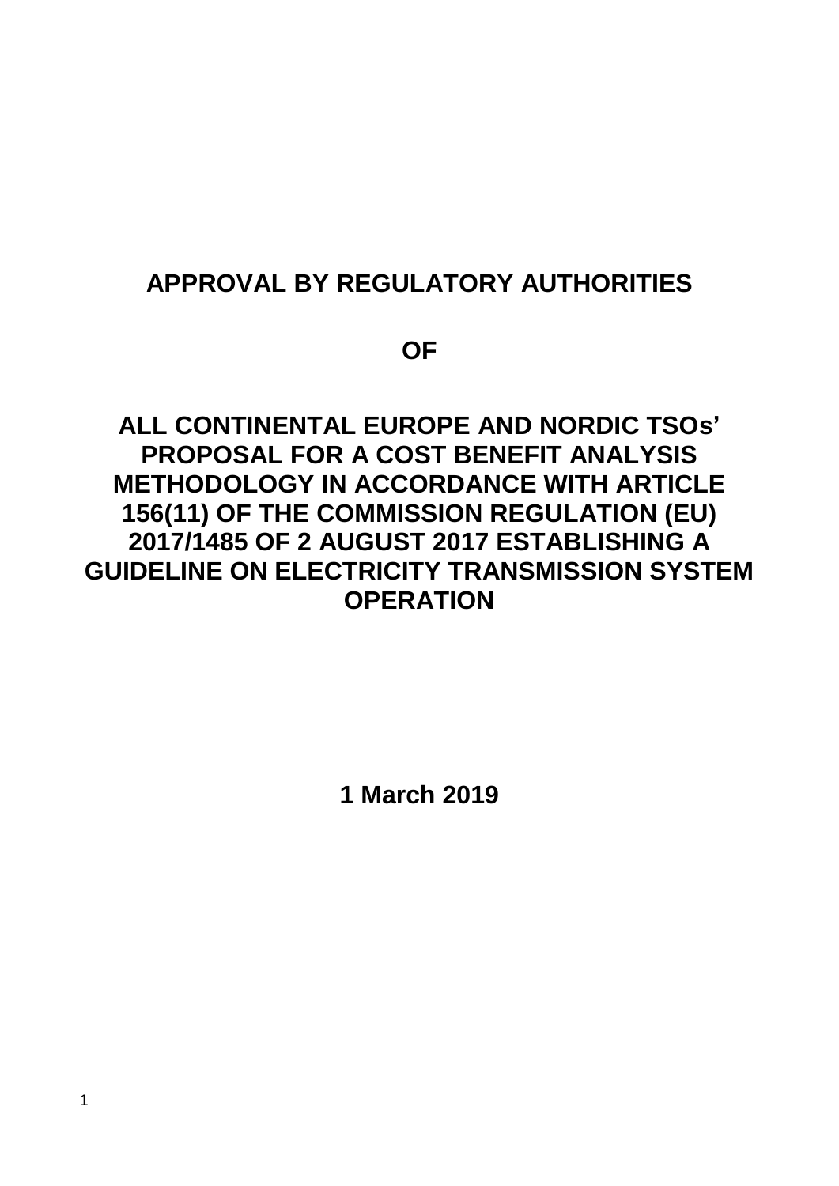# APPROVAL BY REGULATORY AUTHORITIES

# OF

# ALL CONTINENTAL EUROPE AND NORDIC TSOs' PROPOSAL FOR A COST BENEFIT ANALYSIS METHODOLOGY IN ACCORDANCE WITH ARTICLE 156(11) OF THE COMMISSION REGULATION (EU) 2017/1485 OF 2 AUGUST 2017 ESTABLISHING A GUIDELINE ON ELECTRICITY TRANSMISSION SYSTEM OPERATION

**1 March 2019**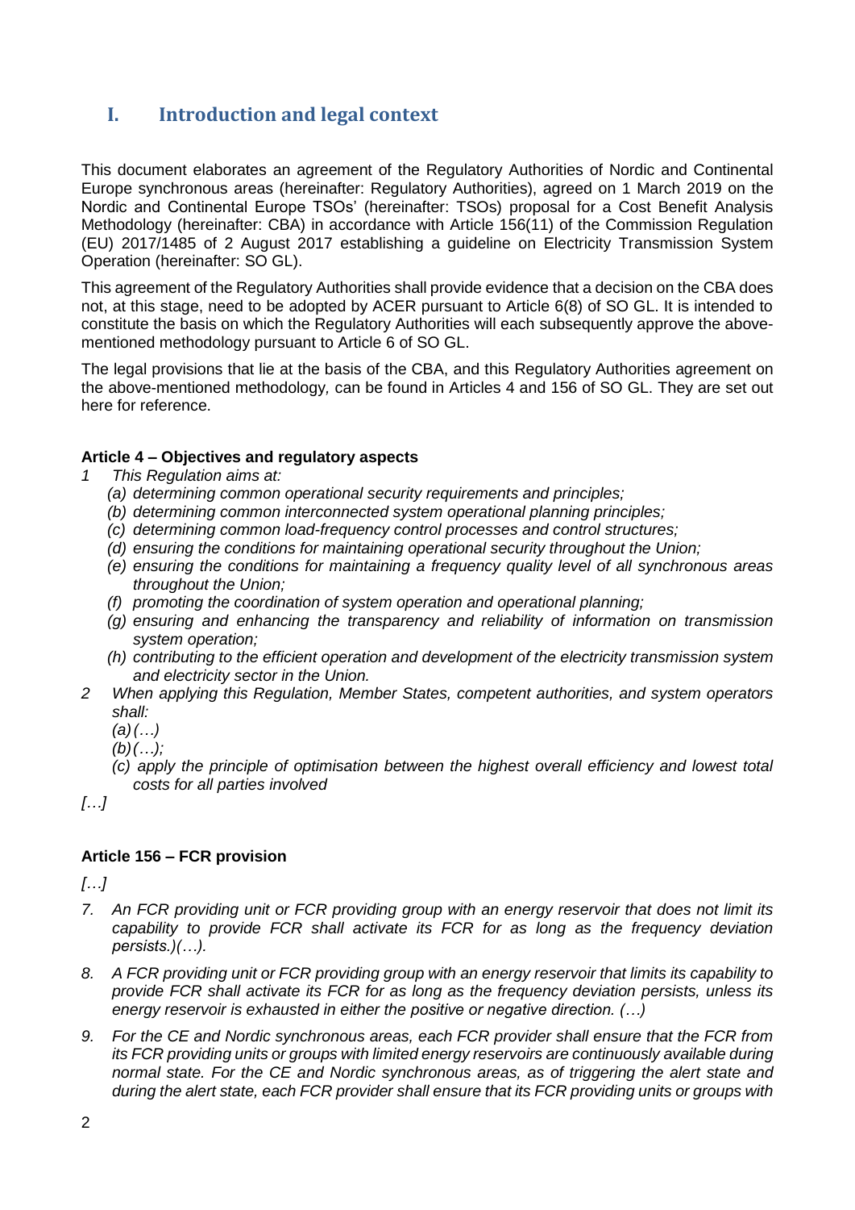# I. Introduction and legal context

This document elaborates an agreement of the Regulatory Authorities of Nordic and Continental Europe synchronous areas (hereinafter: Regulatory Authorities), agreed on 1 March 2019 on the Nordic and Continental Europe TSOs' (hereinafter: TSOs) proposal for a Cost Benefit Analysis Methodology (hereinafter: CBA) in accordance with Article 156(11) of the Commission Regulation (EU) 2017/1485 of 2 August 2017 establishing a guideline on Electricity Transmission System Operation (hereinafter: SO GL).

This agreement of the Regulatory Authorities shall provide evidence that a decision on the CBA does not, at this stage, need to be adopted by ACER pursuant to Article 6(8) of SO GL. It is intended to constitute the basis on which the Regulatory Authorities will each subsequently approve the above-mentioned methodology pursuant to Article 6 of SO GL.

The legal provisions that lie at the basis of the CBA, and this Regulatory Authorities agreement on the above-mentioned methodology, can be found in Articles 4 and 156 of SO GL. They are set out here for reference.

**Article 4 – Objectives and regulatory aspects**

*1 This Regulation aims at:*

*(a) determining common operational security requirements and principles;*

*(b) determining common interconnected system operational planning principles;*

*(c) determining common load-frequency control processes and control structures;*

*(d) ensuring the conditions for maintaining operational security throughout the Union;*

*(e) ensuring the conditions for maintaining a frequency quality level of all synchronous areas throughout the Union;*

*(f) promoting the coordination of system operation and operational planning;*

*(g) ensuring and enhancing the transparency and reliability of information on transmission system operation;*

*(h) contributing to the efficient operation and development of the electricity transmission system and electricity sector in the Union.*

*2 When applying this Regulation, Member States, competent authorities, and system operators shall:*

*(a) (…)*

*(b) (…);*

*(c) apply the principle of optimisation between the highest overall efficiency and lowest total costs for all parties involved*

*[…]*

**Article 156 – FCR provision**

*[…]*

*7. An FCR providing unit or FCR providing group with an energy reservoir that does not limit its capability to provide FCR shall activate its FCR for as long as the frequency deviation persists.)(…).*

*8. A FCR providing unit or FCR providing group with an energy reservoir that limits its capability to provide FCR shall activate its FCR for as long as the frequency deviation persists, unless its energy reservoir is exhausted in either the positive or negative direction. (…)*

*9. For the CE and Nordic synchronous areas, each FCR provider shall ensure that the FCR from its FCR providing units or groups with limited energy reservoirs are continuously available during normal state. For the CE and Nordic synchronous areas, as of triggering the alert state and during the alert state, each FCR provider shall ensure that its FCR providing units or groups with*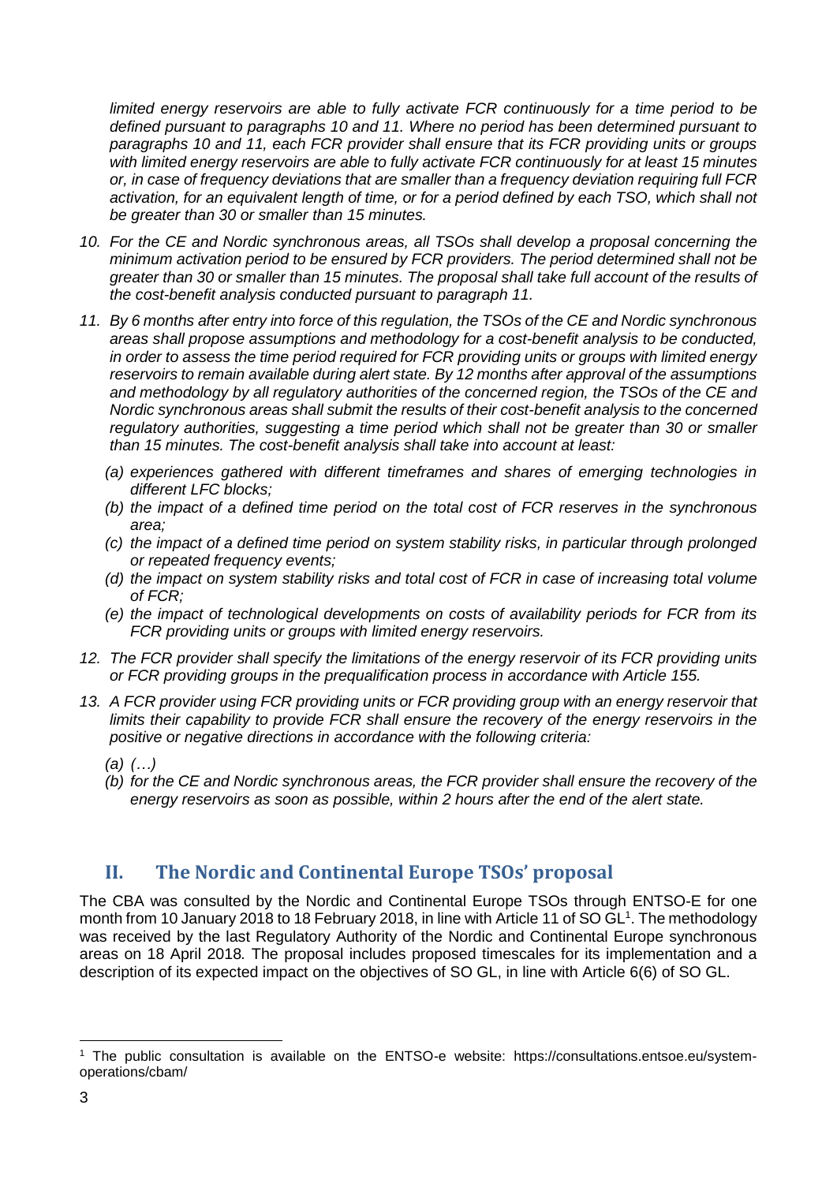*limited energy reservoirs are able to fully activate FCR continuously for a time period to be defined pursuant to paragraphs 10 and 11. Where no period has been determined pursuant to paragraphs 10 and 11, each FCR provider shall ensure that its FCR providing units or groups with limited energy reservoirs are able to fully activate FCR continuously for at least 15 minutes or, in case of frequency deviations that are smaller than a frequency deviation requiring full FCR activation, for an equivalent length of time, or for a period defined by each TSO, which shall not be greater than 30 or smaller than 15 minutes.*

10. *For the CE and Nordic synchronous areas, all TSOs shall develop a proposal concerning the minimum activation period to be ensured by FCR providers. The period determined shall not be greater than 30 or smaller than 15 minutes. The proposal shall take full account of the results of the cost-benefit analysis conducted pursuant to paragraph 11.*

11. *By 6 months after entry into force of this regulation, the TSOs of the CE and Nordic synchronous areas shall propose assumptions and methodology for a cost-benefit analysis to be conducted, in order to assess the time period required for FCR providing units or groups with limited energy reservoirs to remain available during alert state. By 12 months after approval of the assumptions and methodology by all regulatory authorities of the concerned region, the TSOs of the CE and Nordic synchronous areas shall submit the results of their cost-benefit analysis to the concerned regulatory authorities, suggesting a time period which shall not be greater than 30 or smaller than 15 minutes. The cost-benefit analysis shall take into account at least:*
    - *(a) experiences gathered with different timeframes and shares of emerging technologies in different LFC blocks;*
    - *(b) the impact of a defined time period on the total cost of FCR reserves in the synchronous area;*
    - *(c) the impact of a defined time period on system stability risks, in particular through prolonged or repeated frequency events;*
    - *(d) the impact on system stability risks and total cost of FCR in case of increasing total volume of FCR;*
    - *(e) the impact of technological developments on costs of availability periods for FCR from its FCR providing units or groups with limited energy reservoirs.*

12. *The FCR provider shall specify the limitations of the energy reservoir of its FCR providing units or FCR providing groups in the prequalification process in accordance with Article 155.*

13. *A FCR provider using FCR providing units or FCR providing group with an energy reservoir that limits their capability to provide FCR shall ensure the recovery of the energy reservoirs in the positive or negative directions in accordance with the following criteria:*
    - *(a) (…)*
    - *(b) for the CE and Nordic synchronous areas, the FCR provider shall ensure the recovery of the energy reservoirs as soon as possible, within 2 hours after the end of the alert state.*

## II. The Nordic and Continental Europe TSOs' proposal

The CBA was consulted by the Nordic and Continental Europe TSOs through ENTSO-E for one month from 10 January 2018 to 18 February 2018, in line with Article 11 of SO GL[1]. The methodology was received by the last Regulatory Authority of the Nordic and Continental Europe synchronous areas on 18 April 2018. The proposal includes proposed timescales for its implementation and a description of its expected impact on the objectives of SO GL, in line with Article 6(6) of SO GL.

[1] The public consultation is available on the ENTSO-e website: https://consultations.entsoe.eu/system-operations/cbam/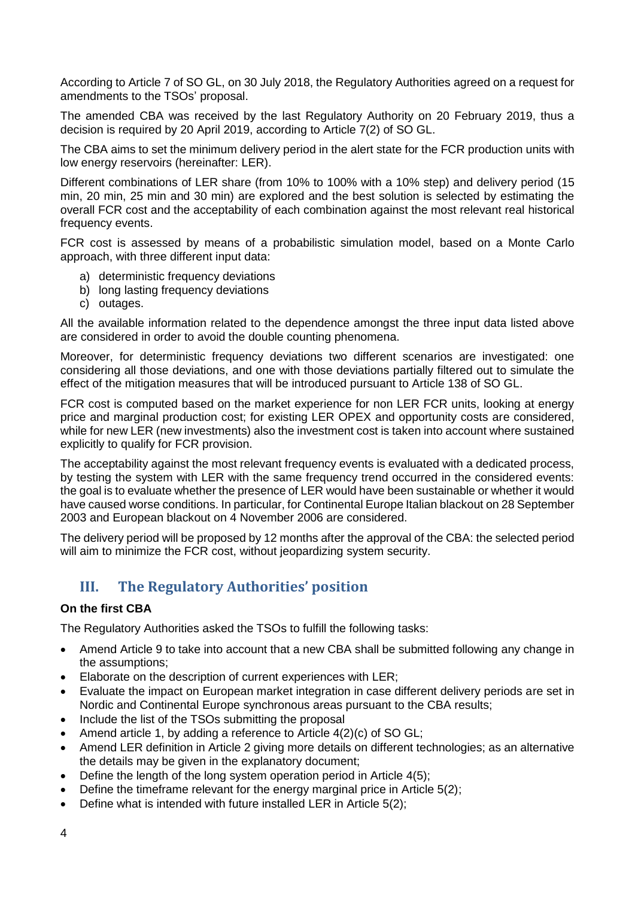According to Article 7 of SO GL, on 30 July 2018, the Regulatory Authorities agreed on a request for amendments to the TSOs' proposal.

The amended CBA was received by the last Regulatory Authority on 20 February 2019, thus a decision is required by 20 April 2019, according to Article 7(2) of SO GL.

The CBA aims to set the minimum delivery period in the alert state for the FCR production units with low energy reservoirs (hereinafter: LER).

Different combinations of LER share (from 10% to 100% with a 10% step) and delivery period (15 min, 20 min, 25 min and 30 min) are explored and the best solution is selected by estimating the overall FCR cost and the acceptability of each combination against the most relevant real historical frequency events.

FCR cost is assessed by means of a probabilistic simulation model, based on a Monte Carlo approach, with three different input data:

a) deterministic frequency deviations
b) long lasting frequency deviations
c) outages.

All the available information related to the dependence amongst the three input data listed above are considered in order to avoid the double counting phenomena.

Moreover, for deterministic frequency deviations two different scenarios are investigated: one considering all those deviations, and one with those deviations partially filtered out to simulate the effect of the mitigation measures that will be introduced pursuant to Article 138 of SO GL.

FCR cost is computed based on the market experience for non LER FCR units, looking at energy price and marginal production cost; for existing LER OPEX and opportunity costs are considered, while for new LER (new investments) also the investment cost is taken into account where sustained explicitly to qualify for FCR provision.

The acceptability against the most relevant frequency events is evaluated with a dedicated process, by testing the system with LER with the same frequency trend occurred in the considered events: the goal is to evaluate whether the presence of LER would have been sustainable or whether it would have caused worse conditions. In particular, for Continental Europe Italian blackout on 28 September 2003 and European blackout on 4 November 2006 are considered.

The delivery period will be proposed by 12 months after the approval of the CBA: the selected period will aim to minimize the FCR cost, without jeopardizing system security.

## III. The Regulatory Authorities' position

**On the first CBA**

The Regulatory Authorities asked the TSOs to fulfill the following tasks:

- Amend Article 9 to take into account that a new CBA shall be submitted following any change in the assumptions;
- Elaborate on the description of current experiences with LER;
- Evaluate the impact on European market integration in case different delivery periods are set in Nordic and Continental Europe synchronous areas pursuant to the CBA results;
- Include the list of the TSOs submitting the proposal
- Amend article 1, by adding a reference to Article 4(2)(c) of SO GL;
- Amend LER definition in Article 2 giving more details on different technologies; as an alternative the details may be given in the explanatory document;
- Define the length of the long system operation period in Article 4(5);
- Define the timeframe relevant for the energy marginal price in Article 5(2);
- Define what is intended with future installed LER in Article 5(2);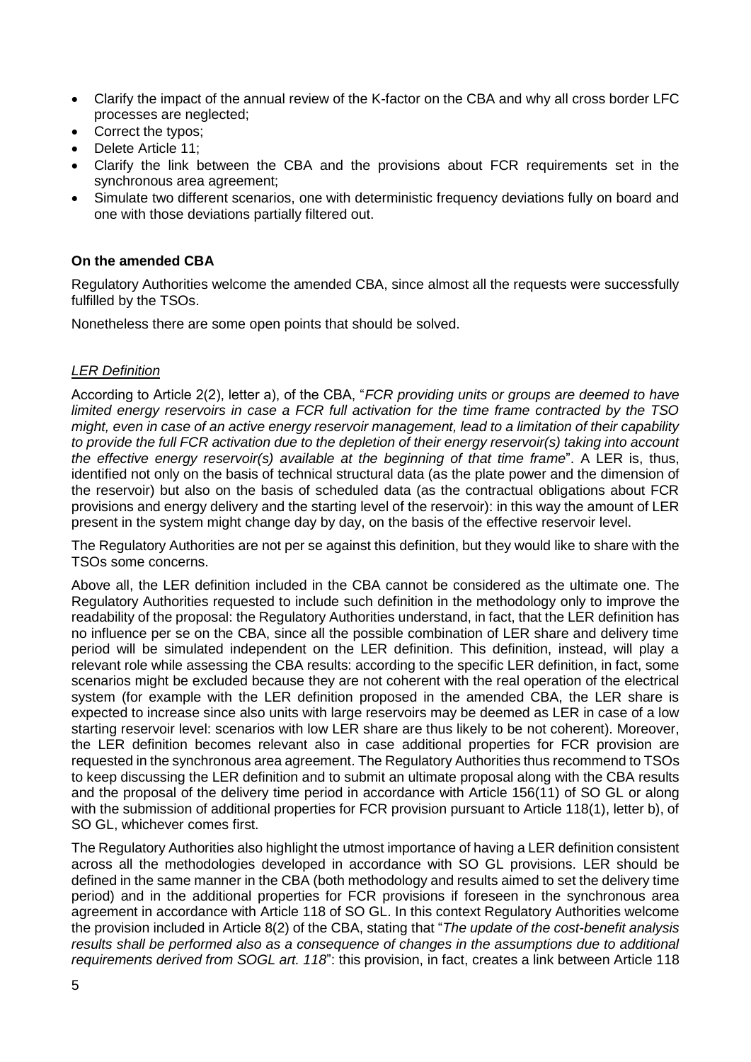- Clarify the impact of the annual review of the K-factor on the CBA and why all cross border LFC processes are neglected;
- Correct the typos;
- Delete Article 11;
- Clarify the link between the CBA and the provisions about FCR requirements set in the synchronous area agreement;
- Simulate two different scenarios, one with deterministic frequency deviations fully on board and one with those deviations partially filtered out.

**On the amended CBA**

Regulatory Authorities welcome the amended CBA, since almost all the requests were successfully fulfilled by the TSOs.

Nonetheless there are some open points that should be solved.

*LER Definition*

According to Article 2(2), letter a), of the CBA, "*FCR providing units or groups are deemed to have limited energy reservoirs in case a FCR full activation for the time frame contracted by the TSO might, even in case of an active energy reservoir management, lead to a limitation of their capability to provide the full FCR activation due to the depletion of their energy reservoir(s) taking into account the effective energy reservoir(s) available at the beginning of that time frame*". A LER is, thus, identified not only on the basis of technical structural data (as the plate power and the dimension of the reservoir) but also on the basis of scheduled data (as the contractual obligations about FCR provisions and energy delivery and the starting level of the reservoir): in this way the amount of LER present in the system might change day by day, on the basis of the effective reservoir level.

The Regulatory Authorities are not per se against this definition, but they would like to share with the TSOs some concerns.

Above all, the LER definition included in the CBA cannot be considered as the ultimate one. The Regulatory Authorities requested to include such definition in the methodology only to improve the readability of the proposal: the Regulatory Authorities understand, in fact, that the LER definition has no influence per se on the CBA, since all the possible combination of LER share and delivery time period will be simulated independent on the LER definition. This definition, instead, will play a relevant role while assessing the CBA results: according to the specific LER definition, in fact, some scenarios might be excluded because they are not coherent with the real operation of the electrical system (for example with the LER definition proposed in the amended CBA, the LER share is expected to increase since also units with large reservoirs may be deemed as LER in case of a low starting reservoir level: scenarios with low LER share are thus likely to be not coherent). Moreover, the LER definition becomes relevant also in case additional properties for FCR provision are requested in the synchronous area agreement. The Regulatory Authorities thus recommend to TSOs to keep discussing the LER definition and to submit an ultimate proposal along with the CBA results and the proposal of the delivery time period in accordance with Article 156(11) of SO GL or along with the submission of additional properties for FCR provision pursuant to Article 118(1), letter b), of SO GL, whichever comes first.

The Regulatory Authorities also highlight the utmost importance of having a LER definition consistent across all the methodologies developed in accordance with SO GL provisions. LER should be defined in the same manner in the CBA (both methodology and results aimed to set the delivery time period) and in the additional properties for FCR provisions if foreseen in the synchronous area agreement in accordance with Article 118 of SO GL. In this context Regulatory Authorities welcome the provision included in Article 8(2) of the CBA, stating that "*The update of the cost-benefit analysis results shall be performed also as a consequence of changes in the assumptions due to additional requirements derived from SOGL art. 118*": this provision, in fact, creates a link between Article 118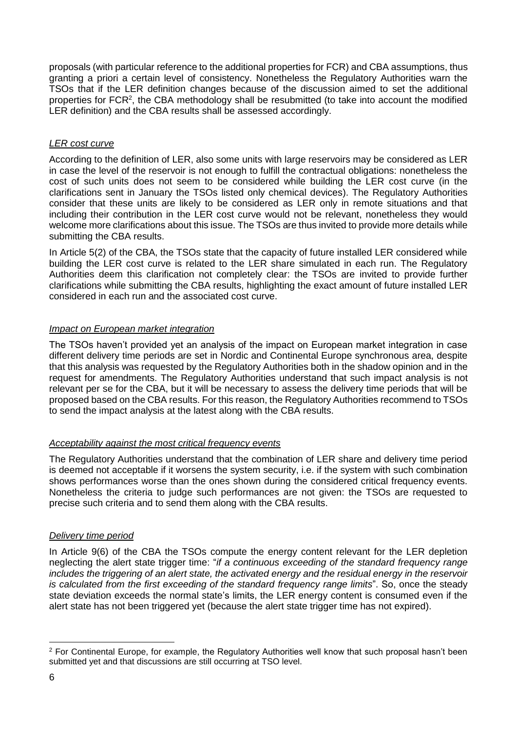proposals (with particular reference to the additional properties for FCR) and CBA assumptions, thus granting a priori a certain level of consistency. Nonetheless the Regulatory Authorities warn the TSOs that if the LER definition changes because of the discussion aimed to set the additional properties for FCR[2], the CBA methodology shall be resubmitted (to take into account the modified LER definition) and the CBA results shall be assessed accordingly.

*LER cost curve*

According to the definition of LER, also some units with large reservoirs may be considered as LER in case the level of the reservoir is not enough to fulfill the contractual obligations: nonetheless the cost of such units does not seem to be considered while building the LER cost curve (in the clarifications sent in January the TSOs listed only chemical devices). The Regulatory Authorities consider that these units are likely to be considered as LER only in remote situations and that including their contribution in the LER cost curve would not be relevant, nonetheless they would welcome more clarifications about this issue. The TSOs are thus invited to provide more details while submitting the CBA results.

In Article 5(2) of the CBA, the TSOs state that the capacity of future installed LER considered while building the LER cost curve is related to the LER share simulated in each run. The Regulatory Authorities deem this clarification not completely clear: the TSOs are invited to provide further clarifications while submitting the CBA results, highlighting the exact amount of future installed LER considered in each run and the associated cost curve.

*Impact on European market integration*

The TSOs haven't provided yet an analysis of the impact on European market integration in case different delivery time periods are set in Nordic and Continental Europe synchronous area, despite that this analysis was requested by the Regulatory Authorities both in the shadow opinion and in the request for amendments. The Regulatory Authorities understand that such impact analysis is not relevant per se for the CBA, but it will be necessary to assess the delivery time periods that will be proposed based on the CBA results. For this reason, the Regulatory Authorities recommend to TSOs to send the impact analysis at the latest along with the CBA results.

*Acceptability against the most critical frequency events*

The Regulatory Authorities understand that the combination of LER share and delivery time period is deemed not acceptable if it worsens the system security, i.e. if the system with such combination shows performances worse than the ones shown during the considered critical frequency events. Nonetheless the criteria to judge such performances are not given: the TSOs are requested to precise such criteria and to send them along with the CBA results.

*Delivery time period*

In Article 9(6) of the CBA the TSOs compute the energy content relevant for the LER depletion neglecting the alert state trigger time: "*if a continuous exceeding of the standard frequency range includes the triggering of an alert state, the activated energy and the residual energy in the reservoir is calculated from the first exceeding of the standard frequency range limits*". So, once the steady state deviation exceeds the normal state's limits, the LER energy content is consumed even if the alert state has not been triggered yet (because the alert state trigger time has not expired).

---

[2] For Continental Europe, for example, the Regulatory Authorities well know that such proposal hasn't been submitted yet and that discussions are still occurring at TSO level.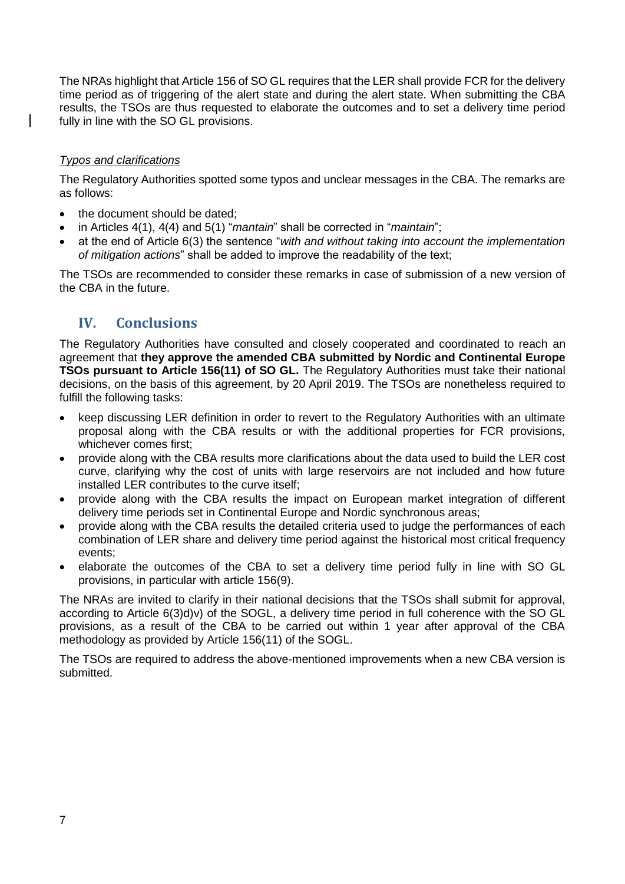The NRAs highlight that Article 156 of SO GL requires that the LER shall provide FCR for the delivery time period as of triggering of the alert state and during the alert state. When submitting the CBA results, the TSOs are thus requested to elaborate the outcomes and to set a delivery time period fully in line with the SO GL provisions.

*Typos and clarifications*

The Regulatory Authorities spotted some typos and unclear messages in the CBA. The remarks are as follows:

- the document should be dated;
- in Articles 4(1), 4(4) and 5(1) "*mantain*" shall be corrected in "*maintain*";
- at the end of Article 6(3) the sentence "*with and without taking into account the implementation of mitigation actions*" shall be added to improve the readability of the text;

The TSOs are recommended to consider these remarks in case of submission of a new version of the CBA in the future.

## IV. Conclusions

The Regulatory Authorities have consulted and closely cooperated and coordinated to reach an agreement that **they approve the amended CBA submitted by Nordic and Continental Europe TSOs pursuant to Article 156(11) of SO GL.** The Regulatory Authorities must take their national decisions, on the basis of this agreement, by 20 April 2019. The TSOs are nonetheless required to fulfill the following tasks:

- keep discussing LER definition in order to revert to the Regulatory Authorities with an ultimate proposal along with the CBA results or with the additional properties for FCR provisions, whichever comes first;
- provide along with the CBA results more clarifications about the data used to build the LER cost curve, clarifying why the cost of units with large reservoirs are not included and how future installed LER contributes to the curve itself;
- provide along with the CBA results the impact on European market integration of different delivery time periods set in Continental Europe and Nordic synchronous areas;
- provide along with the CBA results the detailed criteria used to judge the performances of each combination of LER share and delivery time period against the historical most critical frequency events;
- elaborate the outcomes of the CBA to set a delivery time period fully in line with SO GL provisions, in particular with article 156(9).

The NRAs are invited to clarify in their national decisions that the TSOs shall submit for approval, according to Article 6(3)d)v) of the SOGL, a delivery time period in full coherence with the SO GL provisions, as a result of the CBA to be carried out within 1 year after approval of the CBA methodology as provided by Article 156(11) of the SOGL.

The TSOs are required to address the above-mentioned improvements when a new CBA version is submitted.